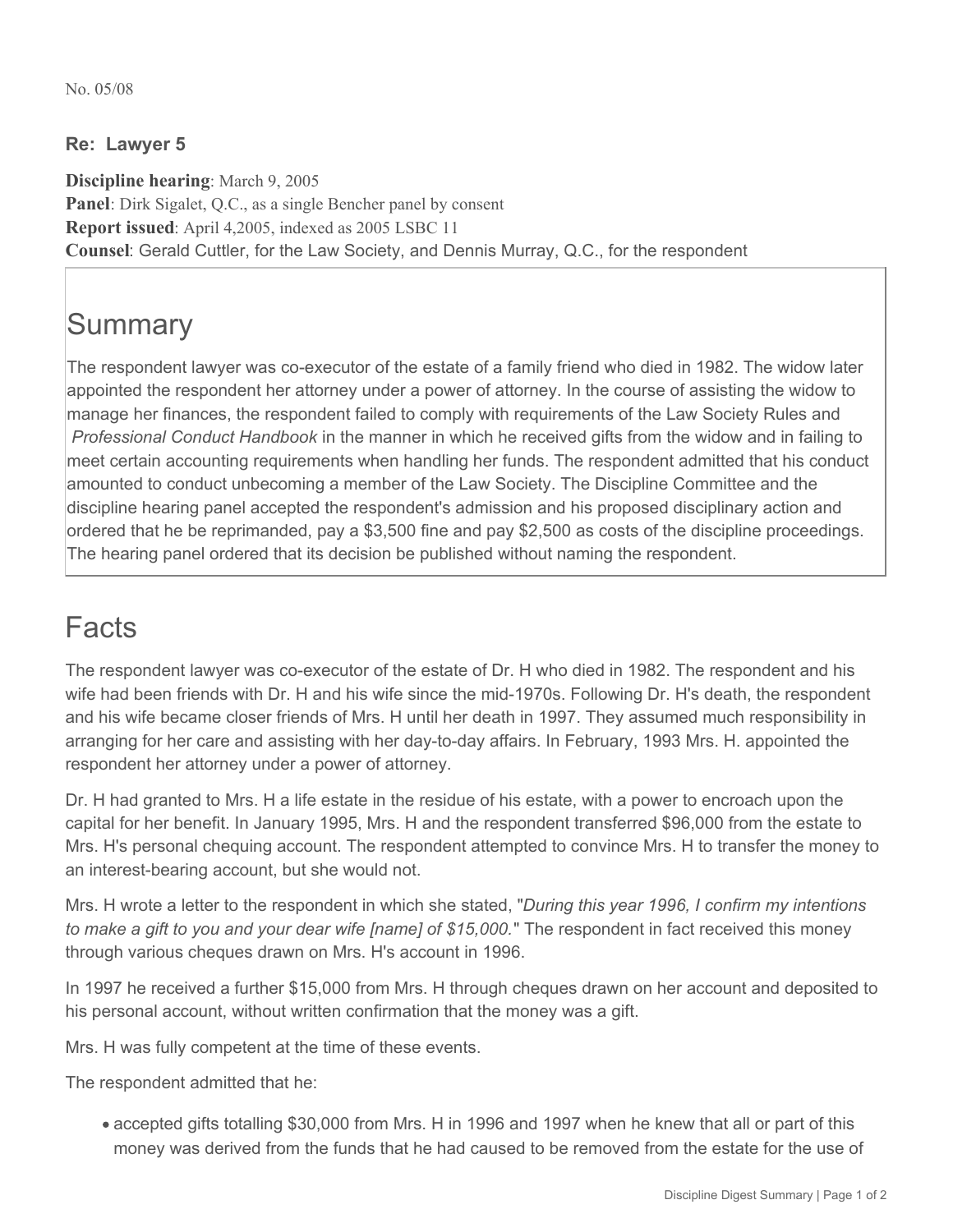No. 05/08

**Re: Lawyer 5**

**Discipline hearing**: March 9, 2005
**Panel**: Dirk Sigalet, Q.C., as a single Bencher panel by consent
**Report issued**: April 4,2005, indexed as 2005 LSBC 11
**Counsel**: Gerald Cuttler, for the Law Society, and Dennis Murray, Q.C., for the respondent

# Summary

The respondent lawyer was co-executor of the estate of a family friend who died in 1982. The widow later appointed the respondent her attorney under a power of attorney. In the course of assisting the widow to manage her finances, the respondent failed to comply with requirements of the Law Society Rules and *Professional Conduct Handbook* in the manner in which he received gifts from the widow and in failing to meet certain accounting requirements when handling her funds. The respondent admitted that his conduct amounted to conduct unbecoming a member of the Law Society. The Discipline Committee and the discipline hearing panel accepted the respondent's admission and his proposed disciplinary action and ordered that he be reprimanded, pay a $3,500 fine and pay $2,500 as costs of the discipline proceedings. The hearing panel ordered that its decision be published without naming the respondent.

# Facts

The respondent lawyer was co-executor of the estate of Dr. H who died in 1982. The respondent and his wife had been friends with Dr. H and his wife since the mid-1970s. Following Dr. H's death, the respondent and his wife became closer friends of Mrs. H until her death in 1997. They assumed much responsibility in arranging for her care and assisting with her day-to-day affairs. In February, 1993 Mrs. H. appointed the respondent her attorney under a power of attorney.

Dr. H had granted to Mrs. H a life estate in the residue of his estate, with a power to encroach upon the capital for her benefit. In January 1995, Mrs. H and the respondent transferred $96,000 from the estate to Mrs. H's personal chequing account. The respondent attempted to convince Mrs. H to transfer the money to an interest-bearing account, but she would not.

Mrs. H wrote a letter to the respondent in which she stated, "*During this year 1996, I confirm my intentions to make a gift to you and your dear wife [name] of $15,000.*" The respondent in fact received this money through various cheques drawn on Mrs. H's account in 1996.

In 1997 he received a further $15,000 from Mrs. H through cheques drawn on her account and deposited to his personal account, without written confirmation that the money was a gift.

Mrs. H was fully competent at the time of these events.

The respondent admitted that he:

- accepted gifts totalling $30,000 from Mrs. H in 1996 and 1997 when he knew that all or part of this money was derived from the funds that he had caused to be removed from the estate for the use of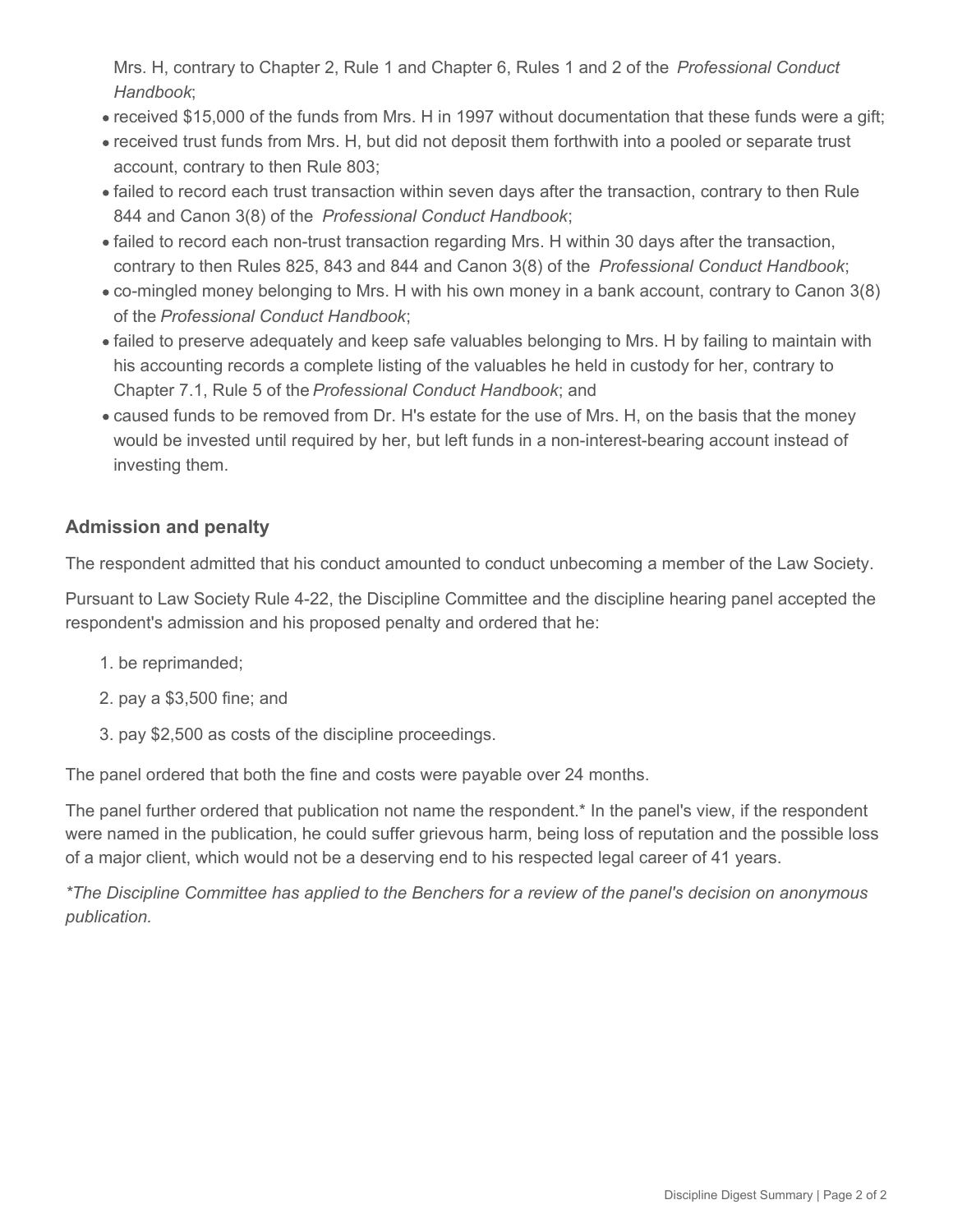Mrs. H, contrary to Chapter 2, Rule 1 and Chapter 6, Rules 1 and 2 of the *Professional Conduct Handbook*;
- received $15,000 of the funds from Mrs. H in 1997 without documentation that these funds were a gift;
- received trust funds from Mrs. H, but did not deposit them forthwith into a pooled or separate trust account, contrary to then Rule 803;
- failed to record each trust transaction within seven days after the transaction, contrary to then Rule 844 and Canon 3(8) of the *Professional Conduct Handbook*;
- failed to record each non-trust transaction regarding Mrs. H within 30 days after the transaction, contrary to then Rules 825, 843 and 844 and Canon 3(8) of the *Professional Conduct Handbook*;
- co-mingled money belonging to Mrs. H with his own money in a bank account, contrary to Canon 3(8) of the *Professional Conduct Handbook*;
- failed to preserve adequately and keep safe valuables belonging to Mrs. H by failing to maintain with his accounting records a complete listing of the valuables he held in custody for her, contrary to Chapter 7.1, Rule 5 of the *Professional Conduct Handbook*; and
- caused funds to be removed from Dr. H's estate for the use of Mrs. H, on the basis that the money would be invested until required by her, but left funds in a non-interest-bearing account instead of investing them.

### Admission and penalty

The respondent admitted that his conduct amounted to conduct unbecoming a member of the Law Society.

Pursuant to Law Society Rule 4-22, the Discipline Committee and the discipline hearing panel accepted the respondent's admission and his proposed penalty and ordered that he:

1. be reprimanded;
2. pay a $3,500 fine; and
3. pay $2,500 as costs of the discipline proceedings.

The panel ordered that both the fine and costs were payable over 24 months.

The panel further ordered that publication not name the respondent.* In the panel's view, if the respondent were named in the publication, he could suffer grievous harm, being loss of reputation and the possible loss of a major client, which would not be a deserving end to his respected legal career of 41 years.

**The Discipline Committee has applied to the Benchers for a review of the panel's decision on anonymous publication.*